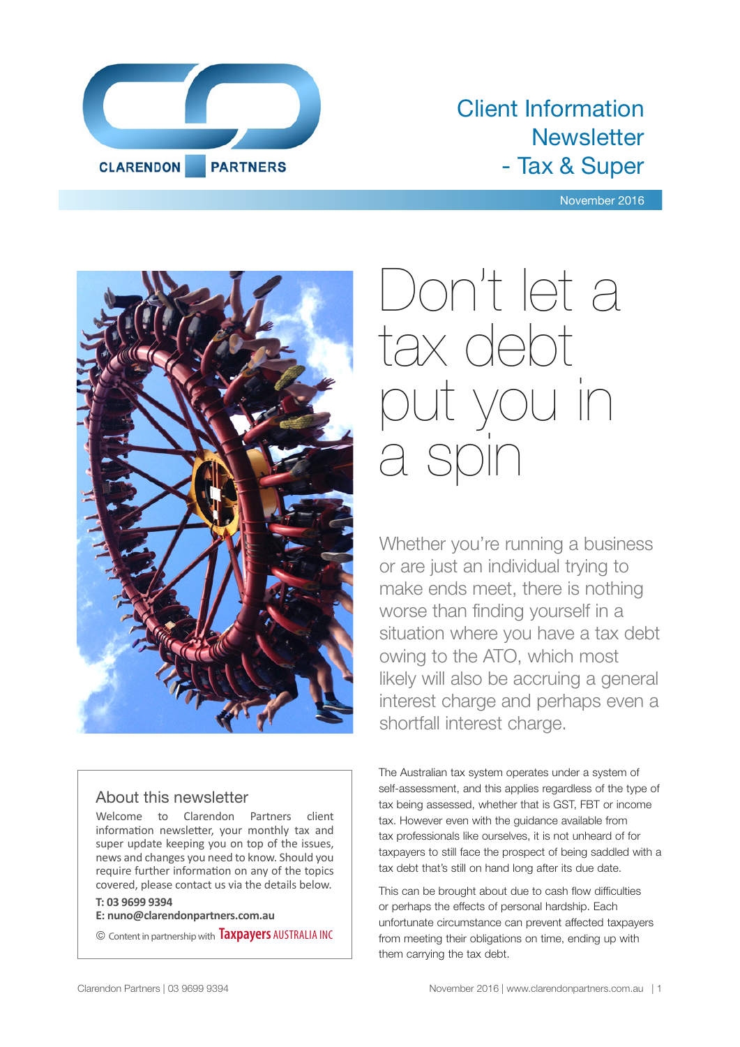# Client Information Newsletter - Tax & Super

November 2016

## Don't let a tax debt put you in a spin

Whether you're running a business or are just an individual trying to make ends meet, there is nothing worse than finding yourself in a situation where you have a tax debt owing to the ATO, which most likely will also be accruing a general interest charge and perhaps even a shortfall interest charge.

The Australian tax system operates under a system of self-assessment, and this applies regardless of the type of tax being assessed, whether that is GST, FBT or income tax. However even with the guidance available from tax professionals like ourselves, it is not unheard of for taxpayers to still face the prospect of being saddled with a tax debt that's still on hand long after its due date.

This can be brought about due to cash flow difficulties or perhaps the effects of personal hardship. Each unfortunate circumstance can prevent affected taxpayers from meeting their obligations on time, ending up with them carrying the tax debt.

### About this newsletter

Welcome to Clarendon Partners client information newsletter, your monthly tax and super update keeping you on top of the issues, news and changes you need to know. Should you require further information on any of the topics covered, please contact us via the details below.

**T: 03 9699 9394**
**E: nuno@clarendonpartners.com.au**

© Content in partnership with Taxpayers AUSTRALIA INC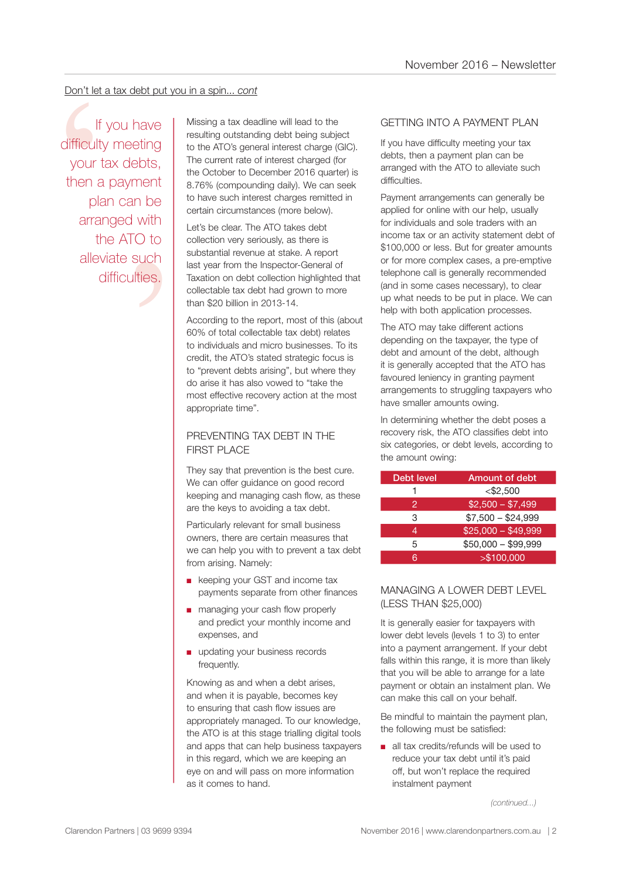Don't let a tax debt put you in a spin... *cont*

> If you have difficulty meeting your tax debts, then a payment plan can be arranged with the ATO to alleviate such difficulties.

Missing a tax deadline will lead to the resulting outstanding debt being subject to the ATO's general interest charge (GIC). The current rate of interest charged (for the October to December 2016 quarter) is 8.76% (compounding daily). We can seek to have such interest charges remitted in certain circumstances (more below).

Let's be clear. The ATO takes debt collection very seriously, as there is substantial revenue at stake. A report last year from the Inspector-General of Taxation on debt collection highlighted that collectable tax debt had grown to more than $20 billion in 2013-14.

According to the report, most of this (about 60% of total collectable tax debt) relates to individuals and micro businesses. To its credit, the ATO's stated strategic focus is to "prevent debts arising", but where they do arise it has also vowed to "take the most effective recovery action at the most appropriate time".

## PREVENTING TAX DEBT IN THE FIRST PLACE

They say that prevention is the best cure. We can offer guidance on good record keeping and managing cash flow, as these are the keys to avoiding a tax debt.

Particularly relevant for small business owners, there are certain measures that we can help you with to prevent a tax debt from arising. Namely:

- keeping your GST and income tax payments separate from other finances
- managing your cash flow properly and predict your monthly income and expenses, and
- updating your business records frequently.

Knowing as and when a debt arises, and when it is payable, becomes key to ensuring that cash flow issues are appropriately managed. To our knowledge, the ATO is at this stage trialling digital tools and apps that can help business taxpayers in this regard, which we are keeping an eye on and will pass on more information as it comes to hand.

## GETTING INTO A PAYMENT PLAN

If you have difficulty meeting your tax debts, then a payment plan can be arranged with the ATO to alleviate such difficulties.

Payment arrangements can generally be applied for online with our help, usually for individuals and sole traders with an income tax or an activity statement debt of $100,000 or less. But for greater amounts or for more complex cases, a pre-emptive telephone call is generally recommended (and in some cases necessary), to clear up what needs to be put in place. We can help with both application processes.

The ATO may take different actions depending on the taxpayer, the type of debt and amount of the debt, although it is generally accepted that the ATO has favoured leniency in granting payment arrangements to struggling taxpayers who have smaller amounts owing.

In determining whether the debt poses a recovery risk, the ATO classifies debt into six categories, or debt levels, according to the amount owing:

| Debt level | Amount of debt |
|---|---|
| 1 | <$2,500 |
| 2 | $2,500 – $7,499 |
| 3 | $7,500 – $24,999 |
| 4 | $25,000 – $49,999 |
| 5 | $50,000 – $99,999 |
| 6 | >$100,000 |

## MANAGING A LOWER DEBT LEVEL (LESS THAN $25,000)

It is generally easier for taxpayers with lower debt levels (levels 1 to 3) to enter into a payment arrangement. If your debt falls within this range, it is more than likely that you will be able to arrange for a late payment or obtain an instalment plan. We can make this call on your behalf.

Be mindful to maintain the payment plan, the following must be satisfied:

- all tax credits/refunds will be used to reduce your tax debt until it's paid off, but won't replace the required instalment payment

*(continued...)*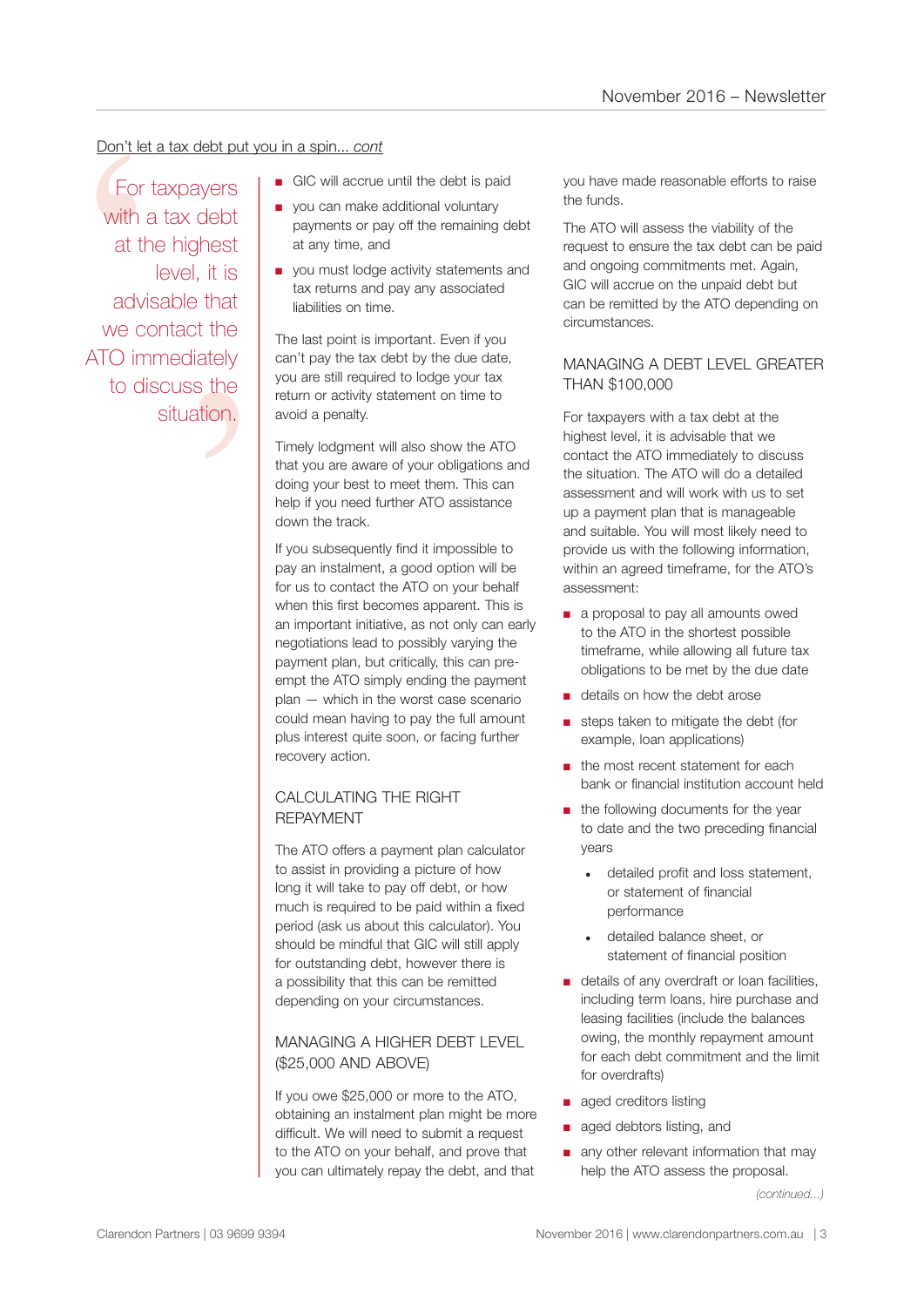Don't let a tax debt put you in a spin... *cont*

> For taxpayers with a tax debt at the highest level, it is advisable that we contact the ATO immediately to discuss the situation.

- GIC will accrue until the debt is paid
- you can make additional voluntary payments or pay off the remaining debt at any time, and
- you must lodge activity statements and tax returns and pay any associated liabilities on time.

The last point is important. Even if you can't pay the tax debt by the due date, you are still required to lodge your tax return or activity statement on time to avoid a penalty.

Timely lodgment will also show the ATO that you are aware of your obligations and doing your best to meet them. This can help if you need further ATO assistance down the track.

If you subsequently find it impossible to pay an instalment, a good option will be for us to contact the ATO on your behalf when this first becomes apparent. This is an important initiative, as not only can early negotiations lead to possibly varying the payment plan, but critically, this can pre-empt the ATO simply ending the payment plan — which in the worst case scenario could mean having to pay the full amount plus interest quite soon, or facing further recovery action.

## CALCULATING THE RIGHT REPAYMENT

The ATO offers a payment plan calculator to assist in providing a picture of how long it will take to pay off debt, or how much is required to be paid within a fixed period (ask us about this calculator). You should be mindful that GIC will still apply for outstanding debt, however there is a possibility that this can be remitted depending on your circumstances.

## MANAGING A HIGHER DEBT LEVEL ($25,000 AND ABOVE)

If you owe $25,000 or more to the ATO, obtaining an instalment plan might be more difficult. We will need to submit a request to the ATO on your behalf, and prove that you can ultimately repay the debt, and that you have made reasonable efforts to raise the funds.

The ATO will assess the viability of the request to ensure the tax debt can be paid and ongoing commitments met. Again, GIC will accrue on the unpaid debt but can be remitted by the ATO depending on circumstances.

## MANAGING A DEBT LEVEL GREATER THAN $100,000

For taxpayers with a tax debt at the highest level, it is advisable that we contact the ATO immediately to discuss the situation. The ATO will do a detailed assessment and will work with us to set up a payment plan that is manageable and suitable. You will most likely need to provide us with the following information, within an agreed timeframe, for the ATO's assessment:

- a proposal to pay all amounts owed to the ATO in the shortest possible timeframe, while allowing all future tax obligations to be met by the due date
- details on how the debt arose
- steps taken to mitigate the debt (for example, loan applications)
- the most recent statement for each bank or financial institution account held
- the following documents for the year to date and the two preceding financial years
    - detailed profit and loss statement, or statement of financial performance
    - detailed balance sheet, or statement of financial position
- details of any overdraft or loan facilities, including term loans, hire purchase and leasing facilities (include the balances owing, the monthly repayment amount for each debt commitment and the limit for overdrafts)
- aged creditors listing
- aged debtors listing, and
- any other relevant information that may help the ATO assess the proposal.

*(continued...)*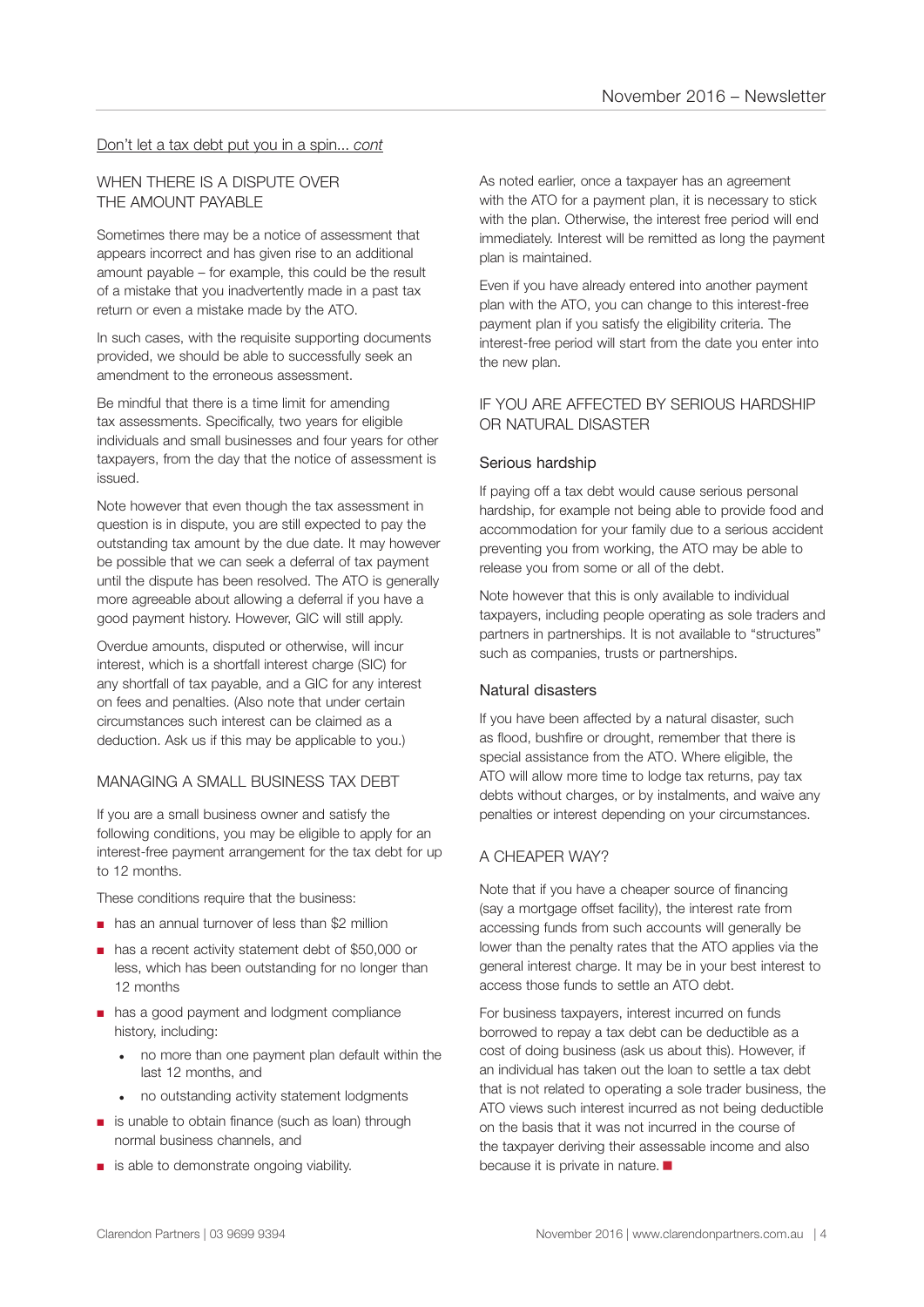Don't let a tax debt put you in a spin... *cont*

## WHEN THERE IS A DISPUTE OVER THE AMOUNT PAYABLE

Sometimes there may be a notice of assessment that appears incorrect and has given rise to an additional amount payable – for example, this could be the result of a mistake that you inadvertently made in a past tax return or even a mistake made by the ATO.

In such cases, with the requisite supporting documents provided, we should be able to successfully seek an amendment to the erroneous assessment.

Be mindful that there is a time limit for amending tax assessments. Specifically, two years for eligible individuals and small businesses and four years for other taxpayers, from the day that the notice of assessment is issued.

Note however that even though the tax assessment in question is in dispute, you are still expected to pay the outstanding tax amount by the due date. It may however be possible that we can seek a deferral of tax payment until the dispute has been resolved. The ATO is generally more agreeable about allowing a deferral if you have a good payment history. However, GIC will still apply.

Overdue amounts, disputed or otherwise, will incur interest, which is a shortfall interest charge (SIC) for any shortfall of tax payable, and a GIC for any interest on fees and penalties. (Also note that under certain circumstances such interest can be claimed as a deduction. Ask us if this may be applicable to you.)

## MANAGING A SMALL BUSINESS TAX DEBT

If you are a small business owner and satisfy the following conditions, you may be eligible to apply for an interest-free payment arrangement for the tax debt for up to 12 months.

These conditions require that the business:

- has an annual turnover of less than $2 million
- has a recent activity statement debt of $50,000 or less, which has been outstanding for no longer than 12 months
- has a good payment and lodgment compliance history, including:
  - no more than one payment plan default within the last 12 months, and
  - no outstanding activity statement lodgments
- is unable to obtain finance (such as loan) through normal business channels, and
- is able to demonstrate ongoing viability.

As noted earlier, once a taxpayer has an agreement with the ATO for a payment plan, it is necessary to stick with the plan. Otherwise, the interest free period will end immediately. Interest will be remitted as long the payment plan is maintained.

Even if you have already entered into another payment plan with the ATO, you can change to this interest-free payment plan if you satisfy the eligibility criteria. The interest-free period will start from the date you enter into the new plan.

## IF YOU ARE AFFECTED BY SERIOUS HARDSHIP OR NATURAL DISASTER

### Serious hardship

If paying off a tax debt would cause serious personal hardship, for example not being able to provide food and accommodation for your family due to a serious accident preventing you from working, the ATO may be able to release you from some or all of the debt.

Note however that this is only available to individual taxpayers, including people operating as sole traders and partners in partnerships. It is not available to "structures" such as companies, trusts or partnerships.

### Natural disasters

If you have been affected by a natural disaster, such as flood, bushfire or drought, remember that there is special assistance from the ATO. Where eligible, the ATO will allow more time to lodge tax returns, pay tax debts without charges, or by instalments, and waive any penalties or interest depending on your circumstances.

## A CHEAPER WAY?

Note that if you have a cheaper source of financing (say a mortgage offset facility), the interest rate from accessing funds from such accounts will generally be lower than the penalty rates that the ATO applies via the general interest charge. It may be in your best interest to access those funds to settle an ATO debt.

For business taxpayers, interest incurred on funds borrowed to repay a tax debt can be deductible as a cost of doing business (ask us about this). However, if an individual has taken out the loan to settle a tax debt that is not related to operating a sole trader business, the ATO views such interest incurred as not being deductible on the basis that it was not incurred in the course of the taxpayer deriving their assessable income and also because it is private in nature. ■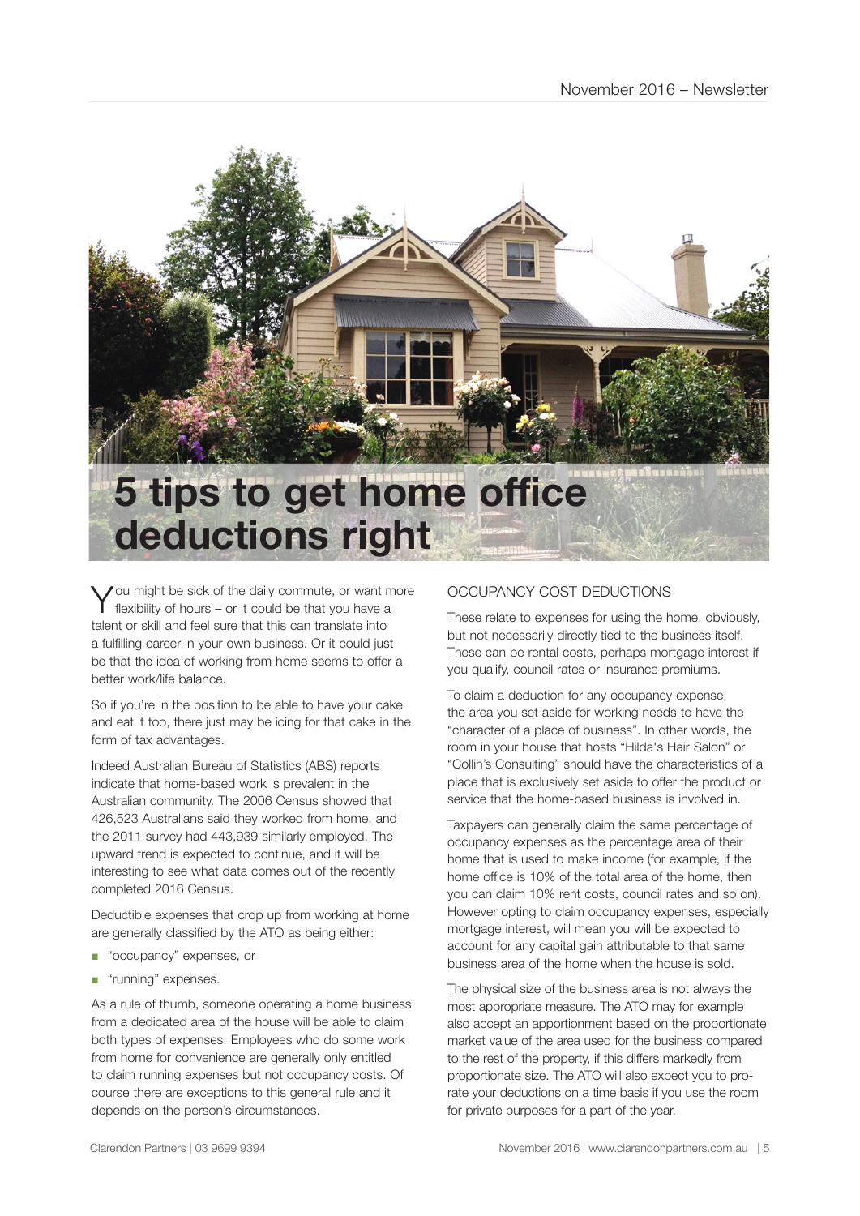# 5 tips to get home office deductions right

You might be sick of the daily commute, or want more flexibility of hours – or it could be that you have a talent or skill and feel sure that this can translate into a fulfilling career in your own business. Or it could just be that the idea of working from home seems to offer a better work/life balance.

So if you're in the position to be able to have your cake and eat it too, there just may be icing for that cake in the form of tax advantages.

Indeed Australian Bureau of Statistics (ABS) reports indicate that home-based work is prevalent in the Australian community. The 2006 Census showed that 426,523 Australians said they worked from home, and the 2011 survey had 443,939 similarly employed. The upward trend is expected to continue, and it will be interesting to see what data comes out of the recently completed 2016 Census.

Deductible expenses that crop up from working at home are generally classified by the ATO as being either:

- "occupancy" expenses, or
- "running" expenses.

As a rule of thumb, someone operating a home business from a dedicated area of the house will be able to claim both types of expenses. Employees who do some work from home for convenience are generally only entitled to claim running expenses but not occupancy costs. Of course there are exceptions to this general rule and it depends on the person's circumstances.

## OCCUPANCY COST DEDUCTIONS

These relate to expenses for using the home, obviously, but not necessarily directly tied to the business itself. These can be rental costs, perhaps mortgage interest if you qualify, council rates or insurance premiums.

To claim a deduction for any occupancy expense, the area you set aside for working needs to have the "character of a place of business". In other words, the room in your house that hosts "Hilda's Hair Salon" or "Collin's Consulting" should have the characteristics of a place that is exclusively set aside to offer the product or service that the home-based business is involved in.

Taxpayers can generally claim the same percentage of occupancy expenses as the percentage area of their home that is used to make income (for example, if the home office is 10% of the total area of the home, then you can claim 10% rent costs, council rates and so on). However opting to claim occupancy expenses, especially mortgage interest, will mean you will be expected to account for any capital gain attributable to that same business area of the home when the house is sold.

The physical size of the business area is not always the most appropriate measure. The ATO may for example also accept an apportionment based on the proportionate market value of the area used for the business compared to the rest of the property, if this differs markedly from proportionate size. The ATO will also expect you to pro-rate your deductions on a time basis if you use the room for private purposes for a part of the year.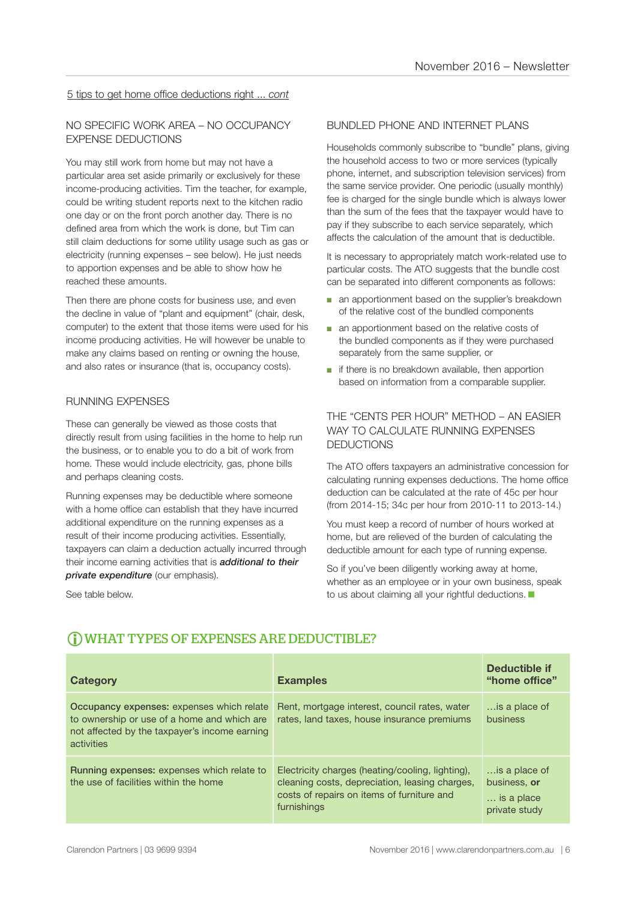5 tips to get home office deductions right ... *cont*

### NO SPECIFIC WORK AREA – NO OCCUPANCY EXPENSE DEDUCTIONS

You may still work from home but may not have a particular area set aside primarily or exclusively for these income-producing activities. Tim the teacher, for example, could be writing student reports next to the kitchen radio one day or on the front porch another day. There is no defined area from which the work is done, but Tim can still claim deductions for some utility usage such as gas or electricity (running expenses – see below). He just needs to apportion expenses and be able to show how he reached these amounts.

Then there are phone costs for business use, and even the decline in value of "plant and equipment" (chair, desk, computer) to the extent that those items were used for his income producing activities. He will however be unable to make any claims based on renting or owning the house, and also rates or insurance (that is, occupancy costs).

### RUNNING EXPENSES

These can generally be viewed as those costs that directly result from using facilities in the home to help run the business, or to enable you to do a bit of work from home. These would include electricity, gas, phone bills and perhaps cleaning costs.

Running expenses may be deductible where someone with a home office can establish that they have incurred additional expenditure on the running expenses as a result of their income producing activities. Essentially, taxpayers can claim a deduction actually incurred through their income earning activities that is ***additional to their private expenditure*** (our emphasis).

See table below.

### BUNDLED PHONE AND INTERNET PLANS

Households commonly subscribe to "bundle" plans, giving the household access to two or more services (typically phone, internet, and subscription television services) from the same service provider. One periodic (usually monthly) fee is charged for the single bundle which is always lower than the sum of the fees that the taxpayer would have to pay if they subscribe to each service separately, which affects the calculation of the amount that is deductible.

It is necessary to appropriately match work-related use to particular costs. The ATO suggests that the bundle cost can be separated into different components as follows:

- an apportionment based on the supplier's breakdown of the relative cost of the bundled components
- an apportionment based on the relative costs of the bundled components as if they were purchased separately from the same supplier, or
- if there is no breakdown available, then apportion based on information from a comparable supplier.

### THE "CENTS PER HOUR" METHOD – AN EASIER WAY TO CALCULATE RUNNING EXPENSES DEDUCTIONS

The ATO offers taxpayers an administrative concession for calculating running expenses deductions. The home office deduction can be calculated at the rate of 45c per hour (from 2014-15; 34c per hour from 2010-11 to 2013-14.)

You must keep a record of number of hours worked at home, but are relieved of the burden of calculating the deductible amount for each type of running expense.

So if you've been diligently working away at home, whether as an employee or in your own business, speak to us about claiming all your rightful deductions.

## WHAT TYPES OF EXPENSES ARE DEDUCTIBLE?

| Category | Examples | Deductible if "home office" |
|---|---|---|
| **Occupancy expenses:** expenses which relate to ownership or use of a home and which are not affected by the taxpayer's income earning activities | Rent, mortgage interest, council rates, water rates, land taxes, house insurance premiums | …is a place of business |
| **Running expenses:** expenses which relate to the use of facilities within the home | Electricity charges (heating/cooling, lighting), cleaning costs, depreciation, leasing charges, costs of repairs on items of furniture and furnishings | …is a place of business, **or** … is a place private study |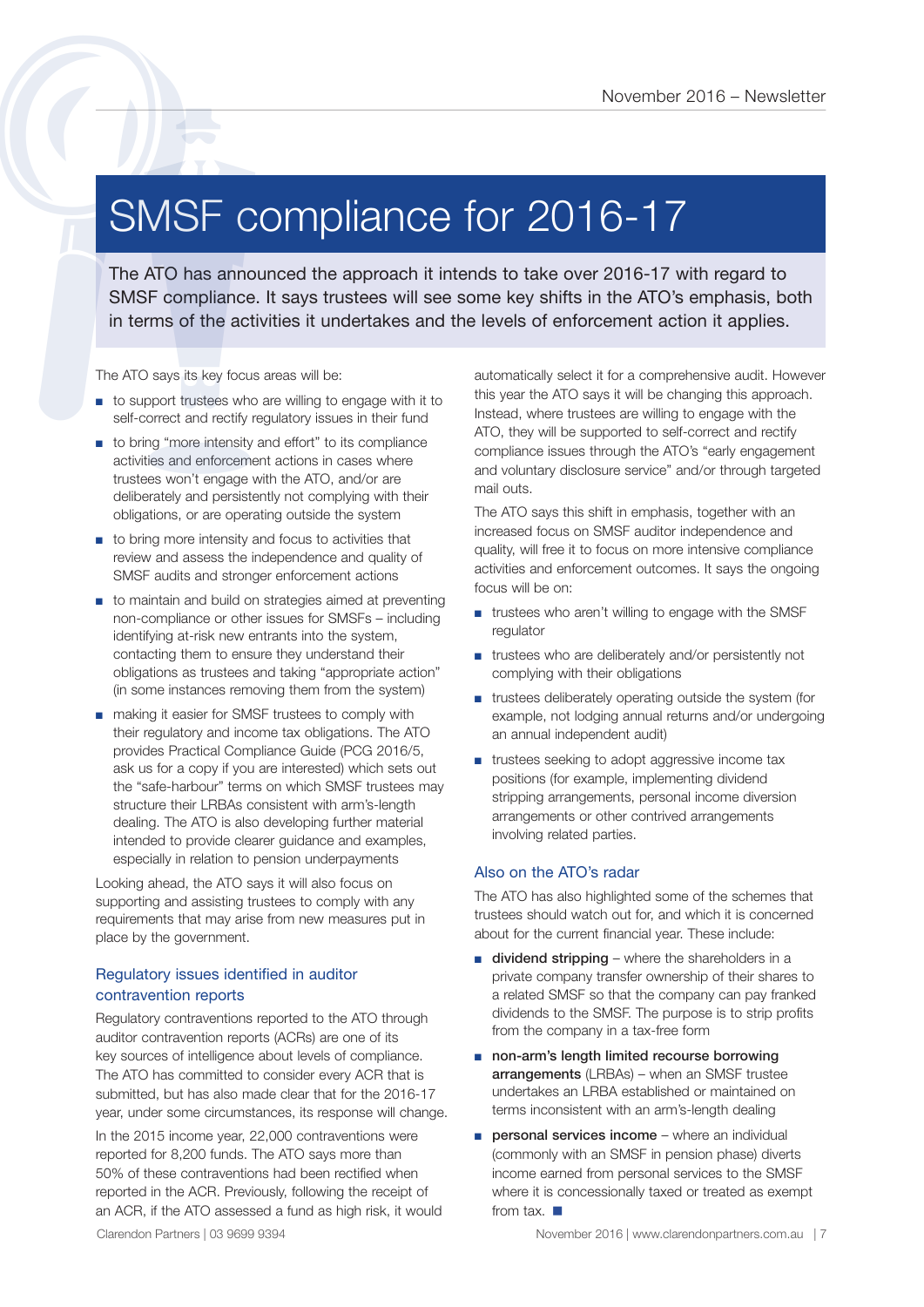# SMSF compliance for 2016-17

The ATO has announced the approach it intends to take over 2016-17 with regard to SMSF compliance. It says trustees will see some key shifts in the ATO's emphasis, both in terms of the activities it undertakes and the levels of enforcement action it applies.

The ATO says its key focus areas will be:

- to support trustees who are willing to engage with it to self-correct and rectify regulatory issues in their fund
- to bring "more intensity and effort" to its compliance activities and enforcement actions in cases where trustees won't engage with the ATO, and/or are deliberately and persistently not complying with their obligations, or are operating outside the system
- to bring more intensity and focus to activities that review and assess the independence and quality of SMSF audits and stronger enforcement actions
- to maintain and build on strategies aimed at preventing non-compliance or other issues for SMSFs – including identifying at-risk new entrants into the system, contacting them to ensure they understand their obligations as trustees and taking "appropriate action" (in some instances removing them from the system)
- making it easier for SMSF trustees to comply with their regulatory and income tax obligations. The ATO provides Practical Compliance Guide (PCG 2016/5, ask us for a copy if you are interested) which sets out the "safe-harbour" terms on which SMSF trustees may structure their LRBAs consistent with arm's-length dealing. The ATO is also developing further material intended to provide clearer guidance and examples, especially in relation to pension underpayments

Looking ahead, the ATO says it will also focus on supporting and assisting trustees to comply with any requirements that may arise from new measures put in place by the government.

## Regulatory issues identified in auditor contravention reports

Regulatory contraventions reported to the ATO through auditor contravention reports (ACRs) are one of its key sources of intelligence about levels of compliance. The ATO has committed to consider every ACR that is submitted, but has also made clear that for the 2016-17 year, under some circumstances, its response will change.

In the 2015 income year, 22,000 contraventions were reported for 8,200 funds. The ATO says more than 50% of these contraventions had been rectified when reported in the ACR. Previously, following the receipt of an ACR, if the ATO assessed a fund as high risk, it would automatically select it for a comprehensive audit. However this year the ATO says it will be changing this approach. Instead, where trustees are willing to engage with the ATO, they will be supported to self-correct and rectify compliance issues through the ATO's "early engagement and voluntary disclosure service" and/or through targeted mail outs.

The ATO says this shift in emphasis, together with an increased focus on SMSF auditor independence and quality, will free it to focus on more intensive compliance activities and enforcement outcomes. It says the ongoing focus will be on:

- trustees who aren't willing to engage with the SMSF regulator
- trustees who are deliberately and/or persistently not complying with their obligations
- trustees deliberately operating outside the system (for example, not lodging annual returns and/or undergoing an annual independent audit)
- trustees seeking to adopt aggressive income tax positions (for example, implementing dividend stripping arrangements, personal income diversion arrangements or other contrived arrangements involving related parties.

## Also on the ATO's radar

The ATO has also highlighted some of the schemes that trustees should watch out for, and which it is concerned about for the current financial year. These include:

- **dividend stripping** – where the shareholders in a private company transfer ownership of their shares to a related SMSF so that the company can pay franked dividends to the SMSF. The purpose is to strip profits from the company in a tax-free form
- **non-arm's length limited recourse borrowing arrangements** (LRBAs) – when an SMSF trustee undertakes an LRBA established or maintained on terms inconsistent with an arm's-length dealing
- **personal services income** – where an individual (commonly with an SMSF in pension phase) diverts income earned from personal services to the SMSF where it is concessionally taxed or treated as exempt from tax. ■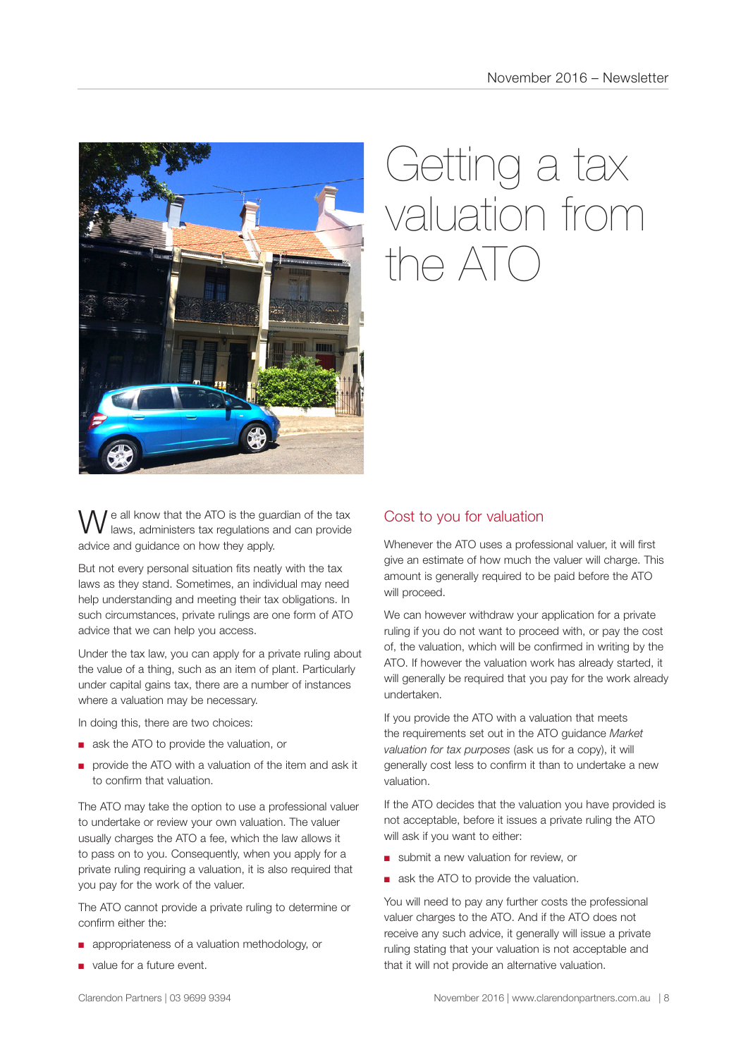# Getting a tax valuation from the ATO

We all know that the ATO is the guardian of the tax laws, administers tax regulations and can provide advice and guidance on how they apply.

But not every personal situation fits neatly with the tax laws as they stand. Sometimes, an individual may need help understanding and meeting their tax obligations. In such circumstances, private rulings are one form of ATO advice that we can help you access.

Under the tax law, you can apply for a private ruling about the value of a thing, such as an item of plant. Particularly under capital gains tax, there are a number of instances where a valuation may be necessary.

In doing this, there are two choices:

- ask the ATO to provide the valuation, or
- provide the ATO with a valuation of the item and ask it to confirm that valuation.

The ATO may take the option to use a professional valuer to undertake or review your own valuation. The valuer usually charges the ATO a fee, which the law allows it to pass on to you. Consequently, when you apply for a private ruling requiring a valuation, it is also required that you pay for the work of the valuer.

The ATO cannot provide a private ruling to determine or confirm either the:

- appropriateness of a valuation methodology, or
- value for a future event.

## Cost to you for valuation

Whenever the ATO uses a professional valuer, it will first give an estimate of how much the valuer will charge. This amount is generally required to be paid before the ATO will proceed.

We can however withdraw your application for a private ruling if you do not want to proceed with, or pay the cost of, the valuation, which will be confirmed in writing by the ATO. If however the valuation work has already started, it will generally be required that you pay for the work already undertaken.

If you provide the ATO with a valuation that meets the requirements set out in the ATO guidance *Market valuation for tax purposes* (ask us for a copy), it will generally cost less to confirm it than to undertake a new valuation.

If the ATO decides that the valuation you have provided is not acceptable, before it issues a private ruling the ATO will ask if you want to either:

- submit a new valuation for review, or
- ask the ATO to provide the valuation.

You will need to pay any further costs the professional valuer charges to the ATO. And if the ATO does not receive any such advice, it generally will issue a private ruling stating that your valuation is not acceptable and that it will not provide an alternative valuation.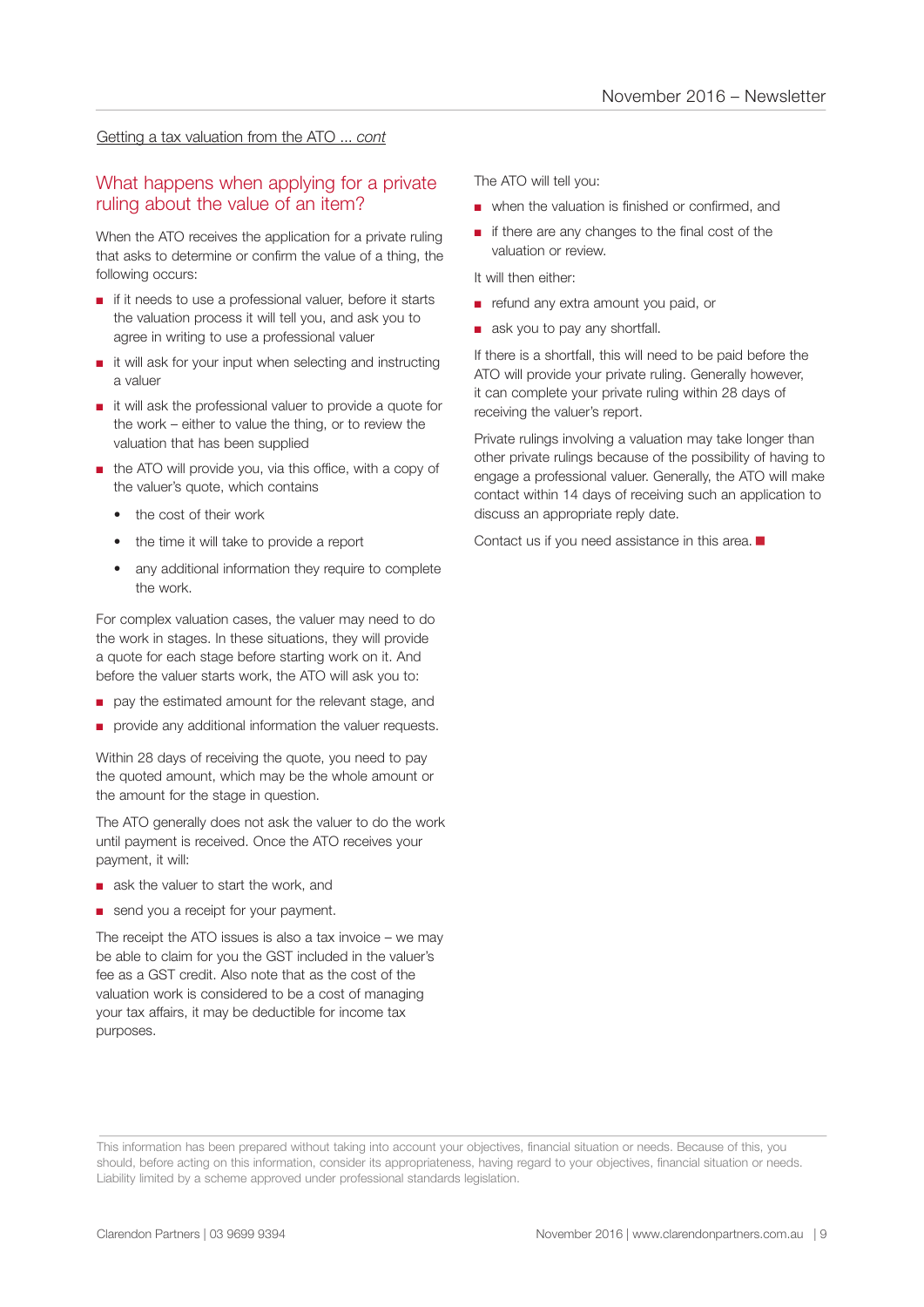Getting a tax valuation from the ATO ... *cont*

## What happens when applying for a private ruling about the value of an item?

When the ATO receives the application for a private ruling that asks to determine or confirm the value of a thing, the following occurs:

- if it needs to use a professional valuer, before it starts the valuation process it will tell you, and ask you to agree in writing to use a professional valuer
- it will ask for your input when selecting and instructing a valuer
- it will ask the professional valuer to provide a quote for the work – either to value the thing, or to review the valuation that has been supplied
- the ATO will provide you, via this office, with a copy of the valuer's quote, which contains
  - the cost of their work
  - the time it will take to provide a report
  - any additional information they require to complete the work.

For complex valuation cases, the valuer may need to do the work in stages. In these situations, they will provide a quote for each stage before starting work on it. And before the valuer starts work, the ATO will ask you to:

- pay the estimated amount for the relevant stage, and
- provide any additional information the valuer requests.

Within 28 days of receiving the quote, you need to pay the quoted amount, which may be the whole amount or the amount for the stage in question.

The ATO generally does not ask the valuer to do the work until payment is received. Once the ATO receives your payment, it will:

- ask the valuer to start the work, and
- send you a receipt for your payment.

The receipt the ATO issues is also a tax invoice – we may be able to claim for you the GST included in the valuer's fee as a GST credit. Also note that as the cost of the valuation work is considered to be a cost of managing your tax affairs, it may be deductible for income tax purposes.

The ATO will tell you:

- when the valuation is finished or confirmed, and
- if there are any changes to the final cost of the valuation or review.

It will then either:

- refund any extra amount you paid, or
- ask you to pay any shortfall.

If there is a shortfall, this will need to be paid before the ATO will provide your private ruling. Generally however, it can complete your private ruling within 28 days of receiving the valuer's report.

Private rulings involving a valuation may take longer than other private rulings because of the possibility of having to engage a professional valuer. Generally, the ATO will make contact within 14 days of receiving such an application to discuss an appropriate reply date.

Contact us if you need assistance in this area. ■

This information has been prepared without taking into account your objectives, financial situation or needs. Because of this, you should, before acting on this information, consider its appropriateness, having regard to your objectives, financial situation or needs. Liability limited by a scheme approved under professional standards legislation.